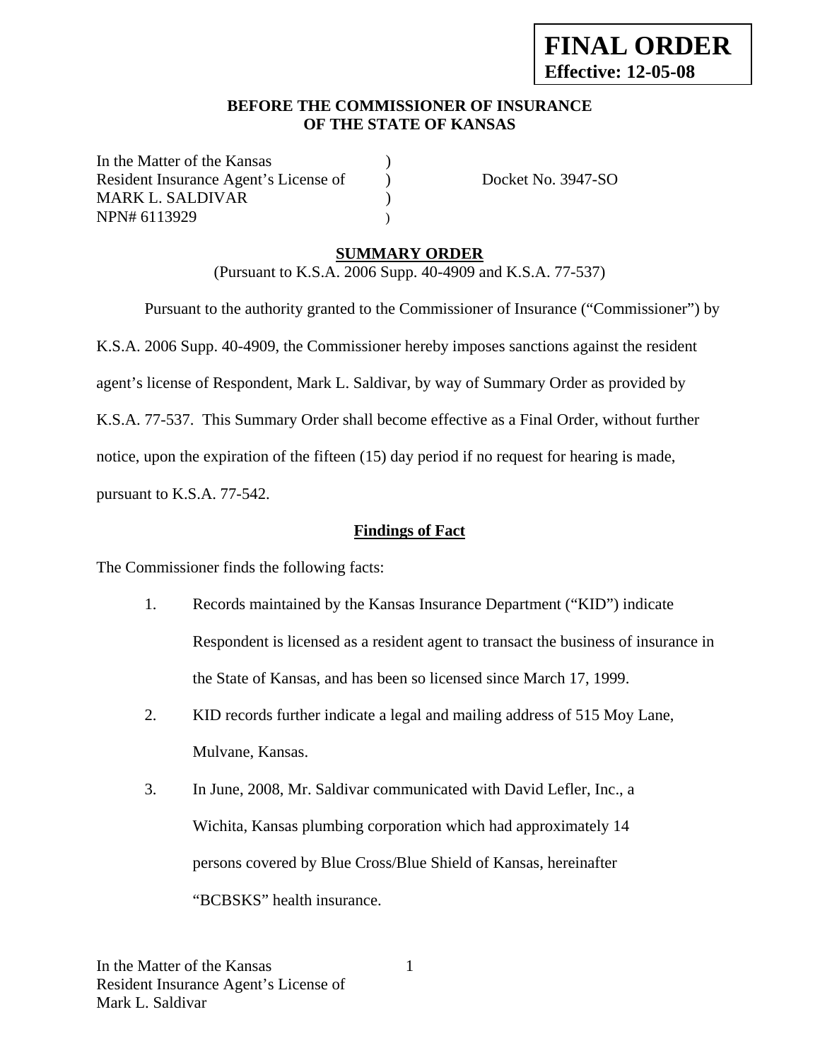**FINAL ORDER**
**Effective: 12-05-08**

**BEFORE THE COMMISSIONER OF INSURANCE**
**OF THE STATE OF KANSAS**

In the Matter of the Kansas )
Resident Insurance Agent's License of ) Docket No. 3947-SO
MARK L. SALDIVAR )
NPN# 6113929 )

## SUMMARY ORDER

(Pursuant to K.S.A. 2006 Supp. 40-4909 and K.S.A. 77-537)

Pursuant to the authority granted to the Commissioner of Insurance ("Commissioner") by K.S.A. 2006 Supp. 40-4909, the Commissioner hereby imposes sanctions against the resident agent's license of Respondent, Mark L. Saldivar, by way of Summary Order as provided by K.S.A. 77-537. This Summary Order shall become effective as a Final Order, without further notice, upon the expiration of the fifteen (15) day period if no request for hearing is made, pursuant to K.S.A. 77-542.

### Findings of Fact

The Commissioner finds the following facts:

1. Records maintained by the Kansas Insurance Department ("KID") indicate Respondent is licensed as a resident agent to transact the business of insurance in the State of Kansas, and has been so licensed since March 17, 1999.

2. KID records further indicate a legal and mailing address of 515 Moy Lane, Mulvane, Kansas.

3. In June, 2008, Mr. Saldivar communicated with David Lefler, Inc., a Wichita, Kansas plumbing corporation which had approximately 14 persons covered by Blue Cross/Blue Shield of Kansas, hereinafter "BCBSKS" health insurance.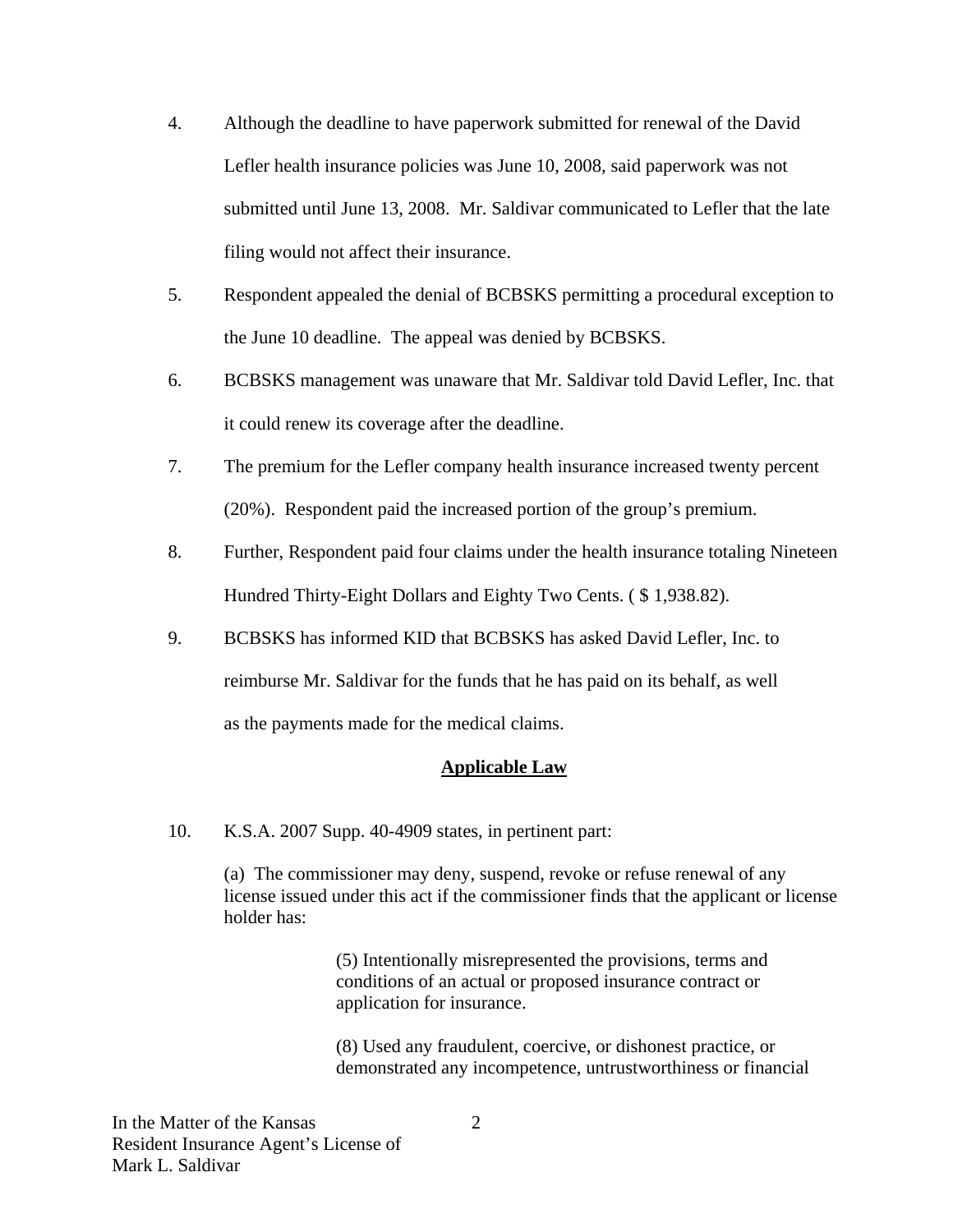4. Although the deadline to have paperwork submitted for renewal of the David Lefler health insurance policies was June 10, 2008, said paperwork was not submitted until June 13, 2008. Mr. Saldivar communicated to Lefler that the late filing would not affect their insurance.

5. Respondent appealed the denial of BCBSKS permitting a procedural exception to the June 10 deadline. The appeal was denied by BCBSKS.

6. BCBSKS management was unaware that Mr. Saldivar told David Lefler, Inc. that it could renew its coverage after the deadline.

7. The premium for the Lefler company health insurance increased twenty percent (20%). Respondent paid the increased portion of the group's premium.

8. Further, Respondent paid four claims under the health insurance totaling Nineteen Hundred Thirty-Eight Dollars and Eighty Two Cents. ( $ 1,938.82).

9. BCBSKS has informed KID that BCBSKS has asked David Lefler, Inc. to reimburse Mr. Saldivar for the funds that he has paid on its behalf, as well as the payments made for the medical claims.

**Applicable Law**

10. K.S.A. 2007 Supp. 40-4909 states, in pertinent part:

 (a) The commissioner may deny, suspend, revoke or refuse renewal of any license issued under this act if the commissioner finds that the applicant or license holder has:

 (5) Intentionally misrepresented the provisions, terms and conditions of an actual or proposed insurance contract or application for insurance.

 (8) Used any fraudulent, coercive, or dishonest practice, or demonstrated any incompetence, untrustworthiness or financial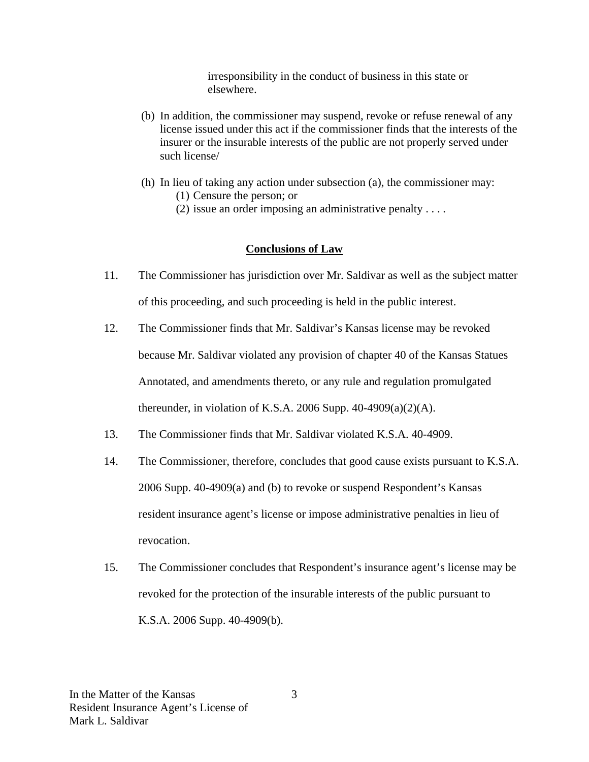irresponsibility in the conduct of business in this state or elsewhere.

(b) In addition, the commissioner may suspend, revoke or refuse renewal of any license issued under this act if the commissioner finds that the interests of the insurer or the insurable interests of the public are not properly served under such license/

(h) In lieu of taking any action under subsection (a), the commissioner may:
  (1) Censure the person; or
  (2) issue an order imposing an administrative penalty . . . .

## Conclusions of Law

11. The Commissioner has jurisdiction over Mr. Saldivar as well as the subject matter of this proceeding, and such proceeding is held in the public interest.

12. The Commissioner finds that Mr. Saldivar's Kansas license may be revoked because Mr. Saldivar violated any provision of chapter 40 of the Kansas Statues Annotated, and amendments thereto, or any rule and regulation promulgated thereunder, in violation of K.S.A. 2006 Supp. 40-4909(a)(2)(A).

13. The Commissioner finds that Mr. Saldivar violated K.S.A. 40-4909.

14. The Commissioner, therefore, concludes that good cause exists pursuant to K.S.A. 2006 Supp. 40-4909(a) and (b) to revoke or suspend Respondent's Kansas resident insurance agent's license or impose administrative penalties in lieu of revocation.

15. The Commissioner concludes that Respondent's insurance agent's license may be revoked for the protection of the insurable interests of the public pursuant to K.S.A. 2006 Supp. 40-4909(b).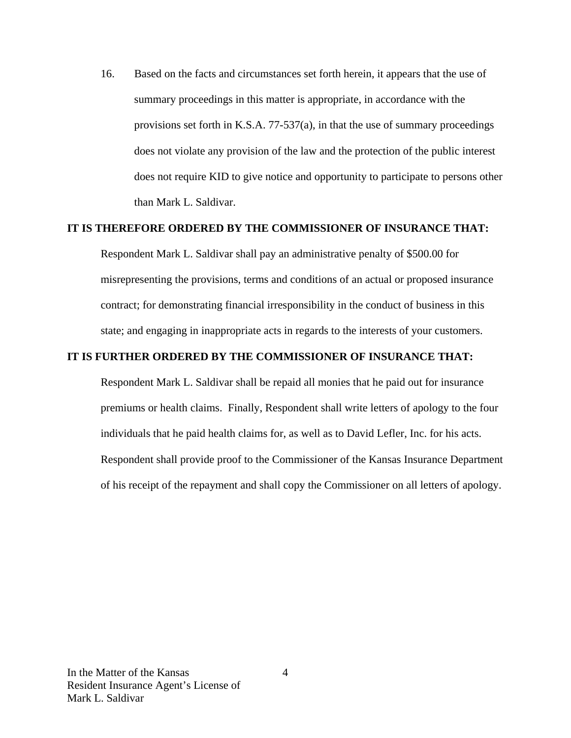16. Based on the facts and circumstances set forth herein, it appears that the use of summary proceedings in this matter is appropriate, in accordance with the provisions set forth in K.S.A. 77-537(a), in that the use of summary proceedings does not violate any provision of the law and the protection of the public interest does not require KID to give notice and opportunity to participate to persons other than Mark L. Saldivar.

**IT IS THEREFORE ORDERED BY THE COMMISSIONER OF INSURANCE THAT:**

Respondent Mark L. Saldivar shall pay an administrative penalty of $500.00 for misrepresenting the provisions, terms and conditions of an actual or proposed insurance contract; for demonstrating financial irresponsibility in the conduct of business in this state; and engaging in inappropriate acts in regards to the interests of your customers.

**IT IS FURTHER ORDERED BY THE COMMISSIONER OF INSURANCE THAT:**

Respondent Mark L. Saldivar shall be repaid all monies that he paid out for insurance premiums or health claims. Finally, Respondent shall write letters of apology to the four individuals that he paid health claims for, as well as to David Lefler, Inc. for his acts. Respondent shall provide proof to the Commissioner of the Kansas Insurance Department of his receipt of the repayment and shall copy the Commissioner on all letters of apology.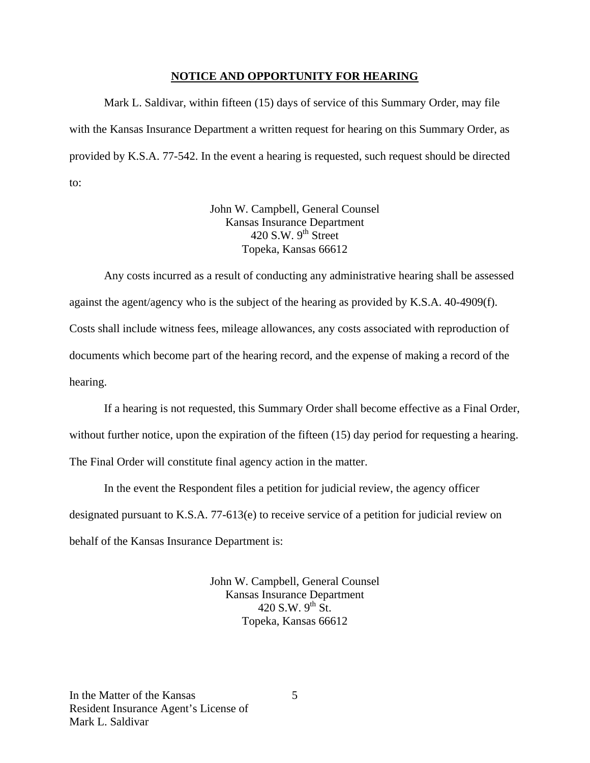**NOTICE AND OPPORTUNITY FOR HEARING**

Mark L. Saldivar, within fifteen (15) days of service of this Summary Order, may file with the Kansas Insurance Department a written request for hearing on this Summary Order, as provided by K.S.A. 77-542. In the event a hearing is requested, such request should be directed to:

John W. Campbell, General Counsel
Kansas Insurance Department
420 S.W. 9th Street
Topeka, Kansas 66612

Any costs incurred as a result of conducting any administrative hearing shall be assessed against the agent/agency who is the subject of the hearing as provided by K.S.A. 40-4909(f). Costs shall include witness fees, mileage allowances, any costs associated with reproduction of documents which become part of the hearing record, and the expense of making a record of the hearing.

If a hearing is not requested, this Summary Order shall become effective as a Final Order, without further notice, upon the expiration of the fifteen (15) day period for requesting a hearing. The Final Order will constitute final agency action in the matter.

In the event the Respondent files a petition for judicial review, the agency officer designated pursuant to K.S.A. 77-613(e) to receive service of a petition for judicial review on behalf of the Kansas Insurance Department is:

John W. Campbell, General Counsel
Kansas Insurance Department
420 S.W. 9th St.
Topeka, Kansas 66612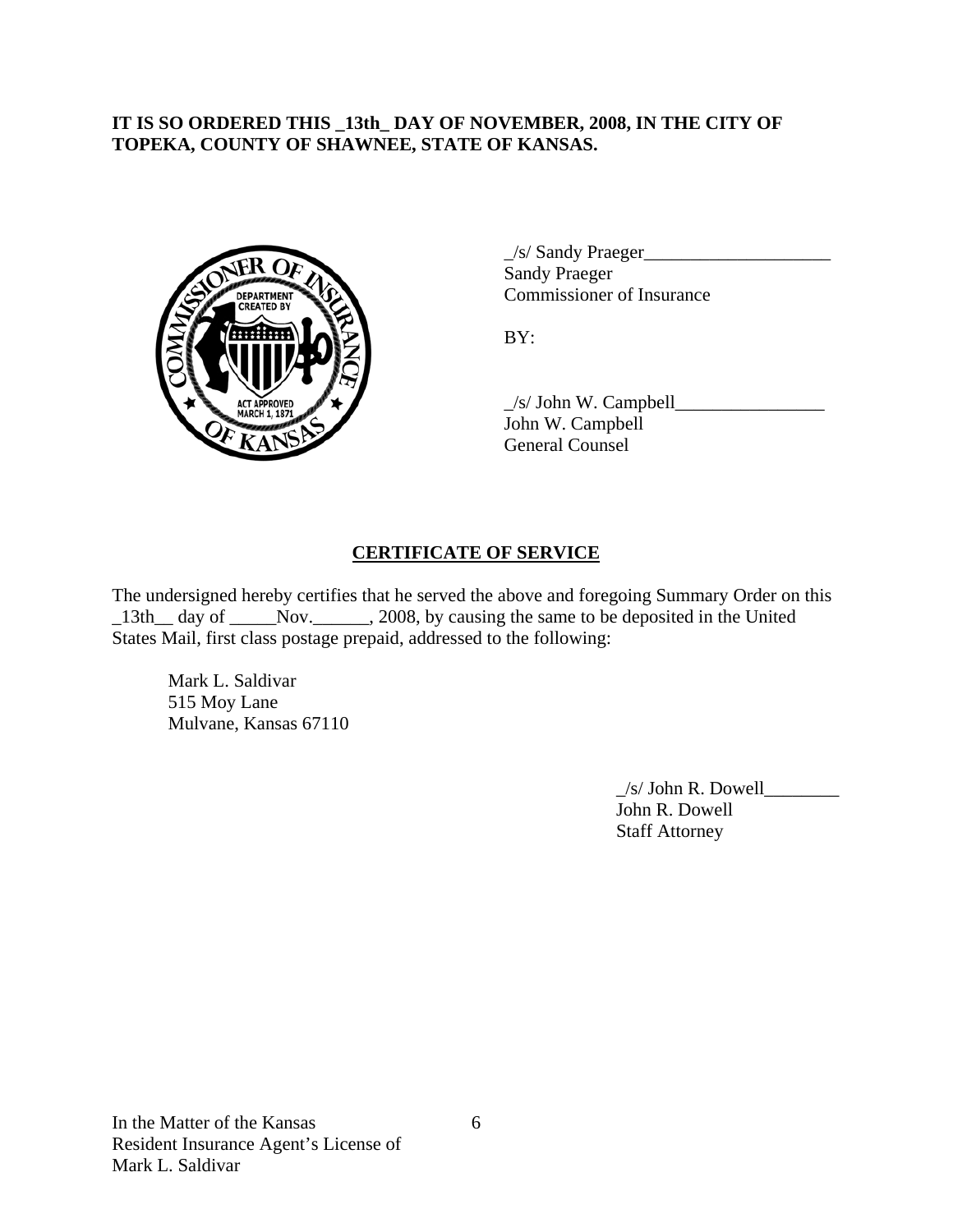**IT IS SO ORDERED THIS _13th_ DAY OF NOVEMBER, 2008, IN THE CITY OF TOPEKA, COUNTY OF SHAWNEE, STATE OF KANSAS.**

_/s/ Sandy Praeger____________________
Sandy Praeger
Commissioner of Insurance

BY:

_/s/ John W. Campbell________________
John W. Campbell
General Counsel

## CERTIFICATE OF SERVICE

The undersigned hereby certifies that he served the above and foregoing Summary Order on this _13th__ day of _____Nov.______, 2008, by causing the same to be deposited in the United States Mail, first class postage prepaid, addressed to the following:

Mark L. Saldivar
515 Moy Lane
Mulvane, Kansas 67110

_/s/ John R. Dowell________
John R. Dowell
Staff Attorney

In the Matter of the Kansas
Resident Insurance Agent's License of
Mark L. Saldivar